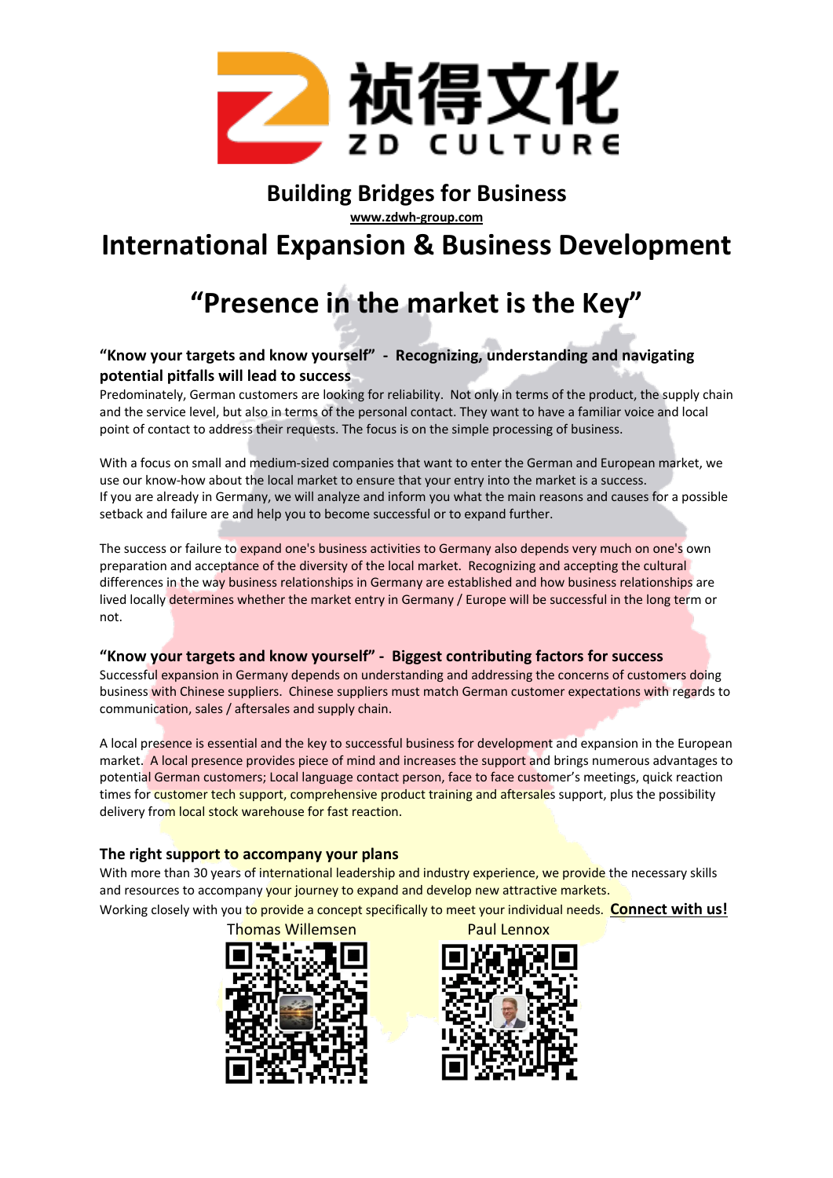# 祯得文化 ZD CULTURE

## Building Bridges for Business

**www.zdwh-group.com**

# International Expansion & Business Development

# "Presence in the market is the Key"

### "Know your targets and know yourself" - Recognizing, understanding and navigating potential pitfalls will lead to success

Predominately, German customers are looking for reliability. Not only in terms of the product, the supply chain and the service level, but also in terms of the personal contact. They want to have a familiar voice and local point of contact to address their requests. The focus is on the simple processing of business.

With a focus on small and medium-sized companies that want to enter the German and European market, we use our know-how about the local market to ensure that your entry into the market is a success. If you are already in Germany, we will analyze and inform you what the main reasons and causes for a possible setback and failure are and help you to become successful or to expand further.

The success or failure to expand one's business activities to Germany also depends very much on one's own preparation and acceptance of the diversity of the local market. Recognizing and accepting the cultural differences in the way business relationships in Germany are established and how business relationships are lived locally determines whether the market entry in Germany / Europe will be successful in the long term or not.

### "Know your targets and know yourself" - Biggest contributing factors for success

Successful expansion in Germany depends on understanding and addressing the concerns of customers doing business with Chinese suppliers. Chinese suppliers must match German customer expectations with regards to communication, sales / aftersales and supply chain.

A local presence is essential and the key to successful business for development and expansion in the European market. A local presence provides piece of mind and increases the support and brings numerous advantages to potential German customers; Local language contact person, face to face customer's meetings, quick reaction times for customer tech support, comprehensive product training and aftersales support, plus the possibility delivery from local stock warehouse for fast reaction.

### The right support to accompany your plans

With more than 30 years of international leadership and industry experience, we provide the necessary skills and resources to accompany your journey to expand and develop new attractive markets.

Working closely with you to provide a concept specifically to meet your individual needs. **Connect with us!**

Thomas Willemsen

Paul Lennox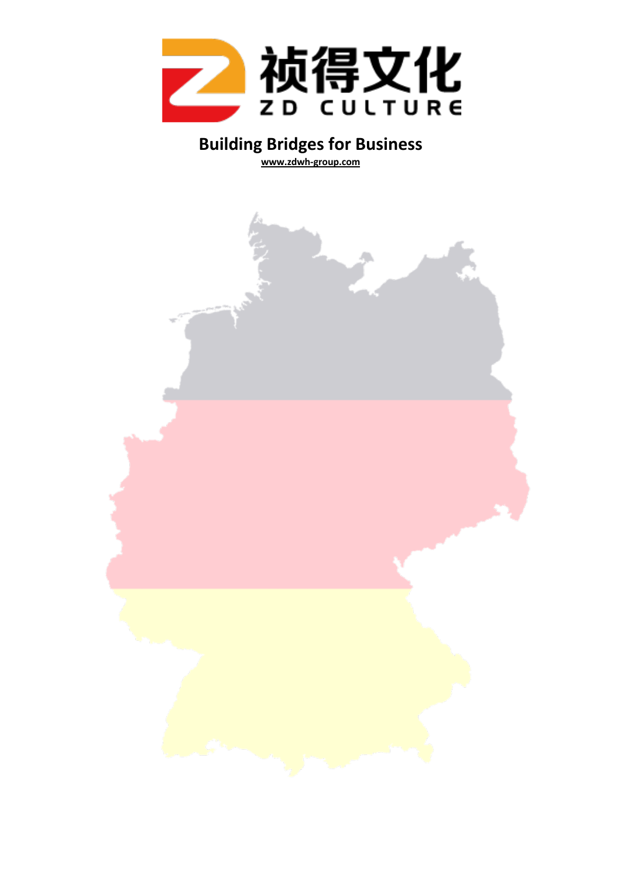祯得文化

ZD CULTURE

**Building Bridges for Business**

www.zdwh-group.com